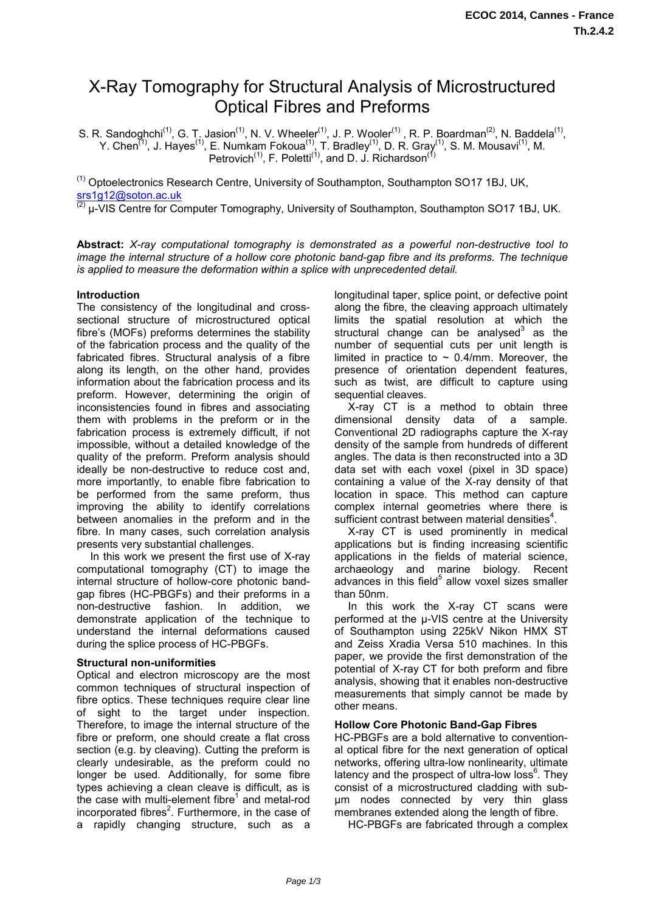# X-Ray Tomography for Structural Analysis of Microstructured Optical Fibres and Preforms

S. R. Sandoghchi[(1)], G. T. Jasion[(1)], N. V. Wheeler[(1)], J. P. Wooler[(1)] , R. P. Boardman[(2)], N. Baddela[(1)], Y. Chen[(1)], J. Hayes[(1)], E. Numkam Fokoua[(1)], T. Bradley[(1)], D. R. Gray[(1)], S. M. Mousavi[(1)], M. Petrovich[(1)], F. Poletti[(1)], and D. J. Richardson[(1)]

[(1)] Optoelectronics Research Centre, University of Southampton, Southampton SO17 1BJ, UK, srs1g12@soton.ac.uk

[(2)] µ-VIS Centre for Computer Tomography, University of Southampton, Southampton SO17 1BJ, UK.

**Abstract:** *X-ray computational tomography is demonstrated as a powerful non-destructive tool to image the internal structure of a hollow core photonic band-gap fibre and its preforms. The technique is applied to measure the deformation within a splice with unprecedented detail.*

## Introduction

The consistency of the longitudinal and cross-sectional structure of microstructured optical fibre's (MOFs) preforms determines the stability of the fabrication process and the quality of the fabricated fibres. Structural analysis of a fibre along its length, on the other hand, provides information about the fabrication process and its preform. However, determining the origin of inconsistencies found in fibres and associating them with problems in the preform or in the fabrication process is extremely difficult, if not impossible, without a detailed knowledge of the quality of the preform. Preform analysis should ideally be non-destructive to reduce cost and, more importantly, to enable fibre fabrication to be performed from the same preform, thus improving the ability to identify correlations between anomalies in the preform and in the fibre. In many cases, such correlation analysis presents very substantial challenges.

In this work we present the first use of X-ray computational tomography (CT) to image the internal structure of hollow-core photonic band-gap fibres (HC-PBGFs) and their preforms in a non-destructive fashion. In addition, we demonstrate application of the technique to understand the internal deformations caused during the splice process of HC-PBGFs.

## Structural non-uniformities

Optical and electron microscopy are the most common techniques of structural inspection of fibre optics. These techniques require clear line of sight to the target under inspection. Therefore, to image the internal structure of the fibre or preform, one should create a flat cross section (e.g. by cleaving). Cutting the preform is clearly undesirable, as the preform could no longer be used. Additionally, for some fibre types achieving a clean cleave is difficult, as is the case with multi-element fibre[1] and metal-rod incorporated fibres[2]. Furthermore, in the case of a rapidly changing structure, such as a longitudinal taper, splice point, or defective point along the fibre, the cleaving approach ultimately limits the spatial resolution at which the structural change can be analysed[3] as the number of sequential cuts per unit length is limited in practice to ~ 0.4/mm. Moreover, the presence of orientation dependent features, such as twist, are difficult to capture using sequential cleaves.

X-ray CT is a method to obtain three dimensional density data of a sample. Conventional 2D radiographs capture the X-ray density of the sample from hundreds of different angles. The data is then reconstructed into a 3D data set with each voxel (pixel in 3D space) containing a value of the X-ray density of that location in space. This method can capture complex internal geometries where there is sufficient contrast between material densities[4].

X-ray CT is used prominently in medical applications but is finding increasing scientific applications in the fields of material science, archaeology and marine biology. Recent advances in this field[5] allow voxel sizes smaller than 50nm.

In this work the X-ray CT scans were performed at the µ-VIS centre at the University of Southampton using 225kV Nikon HMX ST and Zeiss Xradia Versa 510 machines. In this paper, we provide the first demonstration of the potential of X-ray CT for both preform and fibre analysis, showing that it enables non-destructive measurements that simply cannot be made by other means.

## Hollow Core Photonic Band-Gap Fibres

HC-PBGFs are a bold alternative to conventional optical fibre for the next generation of optical networks, offering ultra-low nonlinearity, ultimate latency and the prospect of ultra-low loss[6]. They consist of a microstructured cladding with sub-µm nodes connected by very thin glass membranes extended along the length of fibre.

HC-PBGFs are fabricated through a complex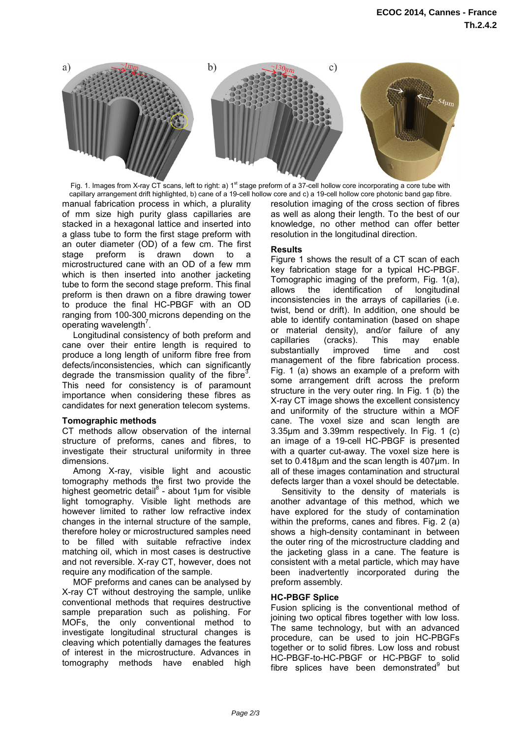Fig. 1. Images from X-ray CT scans, left to right: a) 1st stage preform of a 37-cell hollow core incorporating a core tube with capillary arrangement drift highlighted, b) cane of a 19-cell hollow core and c) a 19-cell hollow core photonic band gap fibre.

manual fabrication process in which, a plurality of mm size high purity glass capillaries are stacked in a hexagonal lattice and inserted into a glass tube to form the first stage preform with an outer diameter (OD) of a few cm. The first stage preform is drawn down to a microstructured cane with an OD of a few mm which is then inserted into another jacketing tube to form the second stage preform. This final preform is then drawn on a fibre drawing tower to produce the final HC-PBGF with an OD ranging from 100-300 microns depending on the operating wavelength[7].

Longitudinal consistency of both preform and cane over their entire length is required to produce a long length of uniform fibre free from defects/inconsistencies, which can significantly degrade the transmission quality of the fibre[3]. This need for consistency is of paramount importance when considering these fibres as candidates for next generation telecom systems.

## Tomographic methods

CT methods allow observation of the internal structure of preforms, canes and fibres, to investigate their structural uniformity in three dimensions.

Among X-ray, visible light and acoustic tomography methods the first two provide the highest geometric detail[8] - about 1µm for visible light tomography. Visible light methods are however limited to rather low refractive index changes in the internal structure of the sample, therefore holey or microstructured samples need to be filled with suitable refractive index matching oil, which in most cases is destructive and not reversible. X-ray CT, however, does not require any modification of the sample.

MOF preforms and canes can be analysed by X-ray CT without destroying the sample, unlike conventional methods that requires destructive sample preparation such as polishing. For MOFs, the only conventional method to investigate longitudinal structural changes is cleaving which potentially damages the features of interest in the microstructure. Advances in tomography methods have enabled high resolution imaging of the cross section of fibres as well as along their length. To the best of our knowledge, no other method can offer better resolution in the longitudinal direction.

## Results

Figure 1 shows the result of a CT scan of each key fabrication stage for a typical HC-PBGF. Tomographic imaging of the preform, Fig. 1(a), allows the identification of longitudinal inconsistencies in the arrays of capillaries (i.e. twist, bend or drift). In addition, one should be able to identify contamination (based on shape or material density), and/or failure of any capillaries (cracks). This may enable substantially improved time and cost management of the fibre fabrication process. Fig. 1 (a) shows an example of a preform with some arrangement drift across the preform structure in the very outer ring. In Fig. 1 (b) the X-ray CT image shows the excellent consistency and uniformity of the structure within a MOF cane. The voxel size and scan length are 3.35µm and 3.39mm respectively. In Fig. 1 (c) an image of a 19-cell HC-PBGF is presented with a quarter cut-away. The voxel size here is set to 0.418µm and the scan length is 407µm. In all of these images contamination and structural defects larger than a voxel should be detectable.

Sensitivity to the density of materials is another advantage of this method, which we have explored for the study of contamination within the preforms, canes and fibres. Fig. 2 (a) shows a high-density contaminant in between the outer ring of the microstructure cladding and the jacketing glass in a cane. The feature is consistent with a metal particle, which may have been inadvertently incorporated during the preform assembly.

## HC-PBGF Splice

Fusion splicing is the conventional method of joining two optical fibres together with low loss. The same technology, but with an advanced procedure, can be used to join HC-PBGFs together or to solid fibres. Low loss and robust HC-PBGF-to-HC-PBGF or HC-PBGF to solid fibre splices have been demonstrated[9] but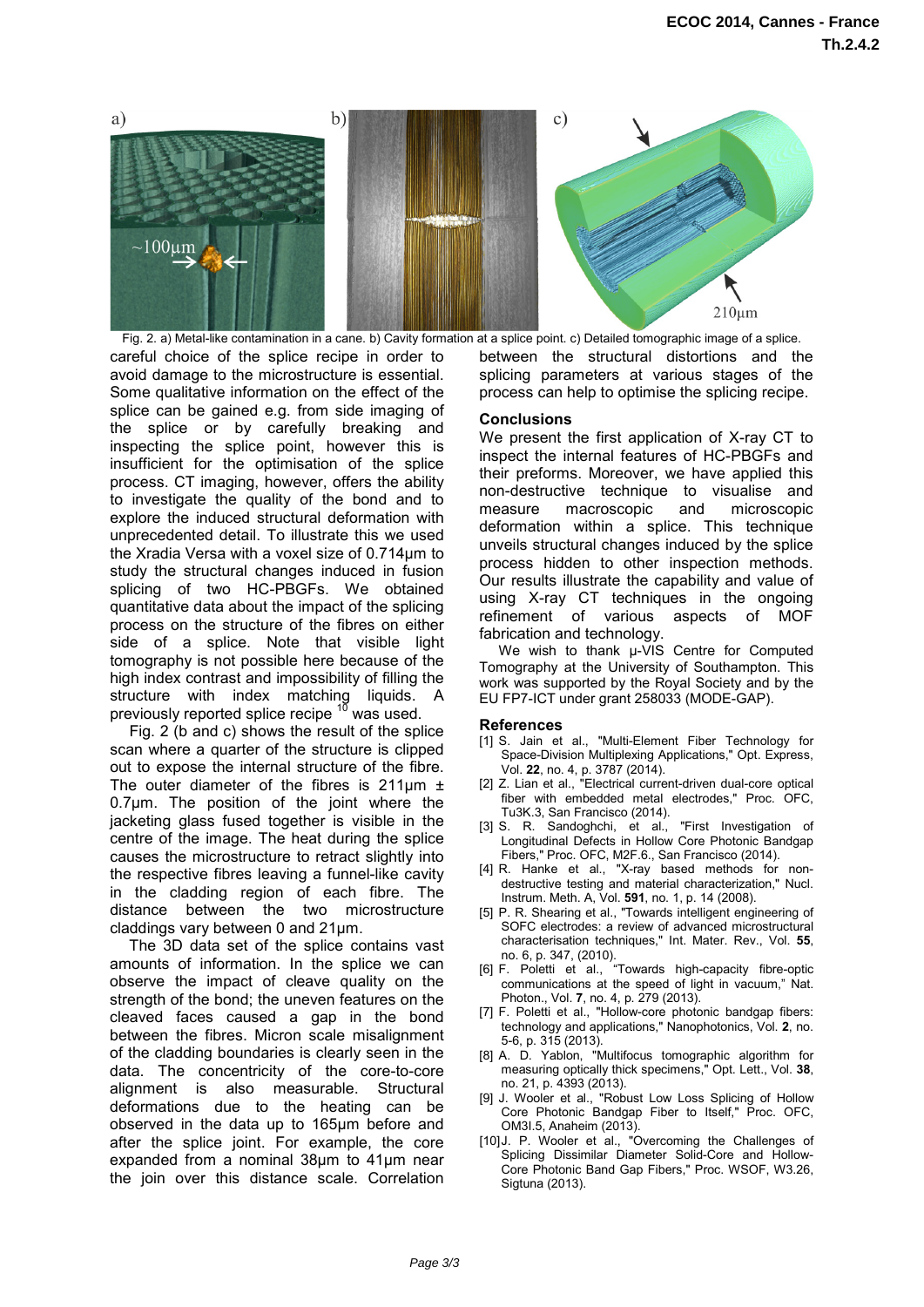Fig. 2. a) Metal-like contamination in a cane. b) Cavity formation at a splice point. c) Detailed tomographic image of a splice.

careful choice of the splice recipe in order to avoid damage to the microstructure is essential. Some qualitative information on the effect of the splice can be gained e.g. from side imaging of the splice or by carefully breaking and inspecting the splice point, however this is insufficient for the optimisation of the splice process. CT imaging, however, offers the ability to investigate the quality of the bond and to explore the induced structural deformation with unprecedented detail. To illustrate this we used the Xradia Versa with a voxel size of 0.714µm to study the structural changes induced in fusion splicing of two HC-PBGFs. We obtained quantitative data about the impact of the splicing process on the structure of the fibres on either side of a splice. Note that visible light tomography is not possible here because of the high index contrast and impossibility of filling the structure with index matching liquids. A previously reported splice recipe [10] was used.

Fig. 2 (b and c) shows the result of the splice scan where a quarter of the structure is clipped out to expose the internal structure of the fibre. The outer diameter of the fibres is 211µm ± 0.7µm. The position of the joint where the jacketing glass fused together is visible in the centre of the image. The heat during the splice causes the microstructure to retract slightly into the respective fibres leaving a funnel-like cavity in the cladding region of each fibre. The distance between the two microstructure claddings vary between 0 and 21µm.

The 3D data set of the splice contains vast amounts of information. In the splice we can observe the impact of cleave quality on the strength of the bond; the uneven features on the cleaved faces caused a gap in the bond between the fibres. Micron scale misalignment of the cladding boundaries is clearly seen in the data. The concentricity of the core-to-core alignment is also measurable. Structural deformations due to the heating can be observed in the data up to 165µm before and after the splice joint. For example, the core expanded from a nominal 38µm to 41µm near the join over this distance scale. Correlation between the structural distortions and the splicing parameters at various stages of the process can help to optimise the splicing recipe.

## Conclusions

We present the first application of X-ray CT to inspect the internal features of HC-PBGFs and their preforms. Moreover, we have applied this non-destructive technique to visualise and measure macroscopic and microscopic deformation within a splice. This technique unveils structural changes induced by the splice process hidden to other inspection methods. Our results illustrate the capability and value of using X-ray CT techniques in the ongoing refinement of various aspects of MOF fabrication and technology.

We wish to thank µ-VIS Centre for Computed Tomography at the University of Southampton. This work was supported by the Royal Society and by the EU FP7-ICT under grant 258033 (MODE-GAP).

## References

[1] S. Jain et al., "Multi-Element Fiber Technology for Space-Division Multiplexing Applications," Opt. Express, Vol. **22**, no. 4, p. 3787 (2014).

[2] Z. Lian et al., "Electrical current-driven dual-core optical fiber with embedded metal electrodes," Proc. OFC, Tu3K.3, San Francisco (2014).

[3] S. R. Sandoghchi, et al., "First Investigation of Longitudinal Defects in Hollow Core Photonic Bandgap Fibers," Proc. OFC, M2F.6., San Francisco (2014).

[4] R. Hanke et al., "X-ray based methods for non-destructive testing and material characterization," Nucl. Instrum. Meth. A, Vol. **591**, no. 1, p. 14 (2008).

[5] P. R. Shearing et al., "Towards intelligent engineering of SOFC electrodes: a review of advanced microstructural characterisation techniques," Int. Mater. Rev., Vol. **55**, no. 6, p. 347, (2010).

[6] F. Poletti et al., "Towards high-capacity fibre-optic communications at the speed of light in vacuum," Nat. Photon., Vol. **7**, no. 4, p. 279 (2013).

[7] F. Poletti et al., "Hollow-core photonic bandgap fibers: technology and applications," Nanophotonics, Vol. **2**, no. 5-6, p. 315 (2013).

[8] A. D. Yablon, "Multifocus tomographic algorithm for measuring optically thick specimens," Opt. Lett., Vol. **38**, no. 21, p. 4393 (2013).

[9] J. Wooler et al., "Robust Low Loss Splicing of Hollow Core Photonic Bandgap Fiber to Itself," Proc. OFC, OM3I.5, Anaheim (2013).

[10] J. P. Wooler et al., "Overcoming the Challenges of Splicing Dissimilar Diameter Solid-Core and Hollow-Core Photonic Band Gap Fibers," Proc. WSOF, W3.26, Sigtuna (2013).